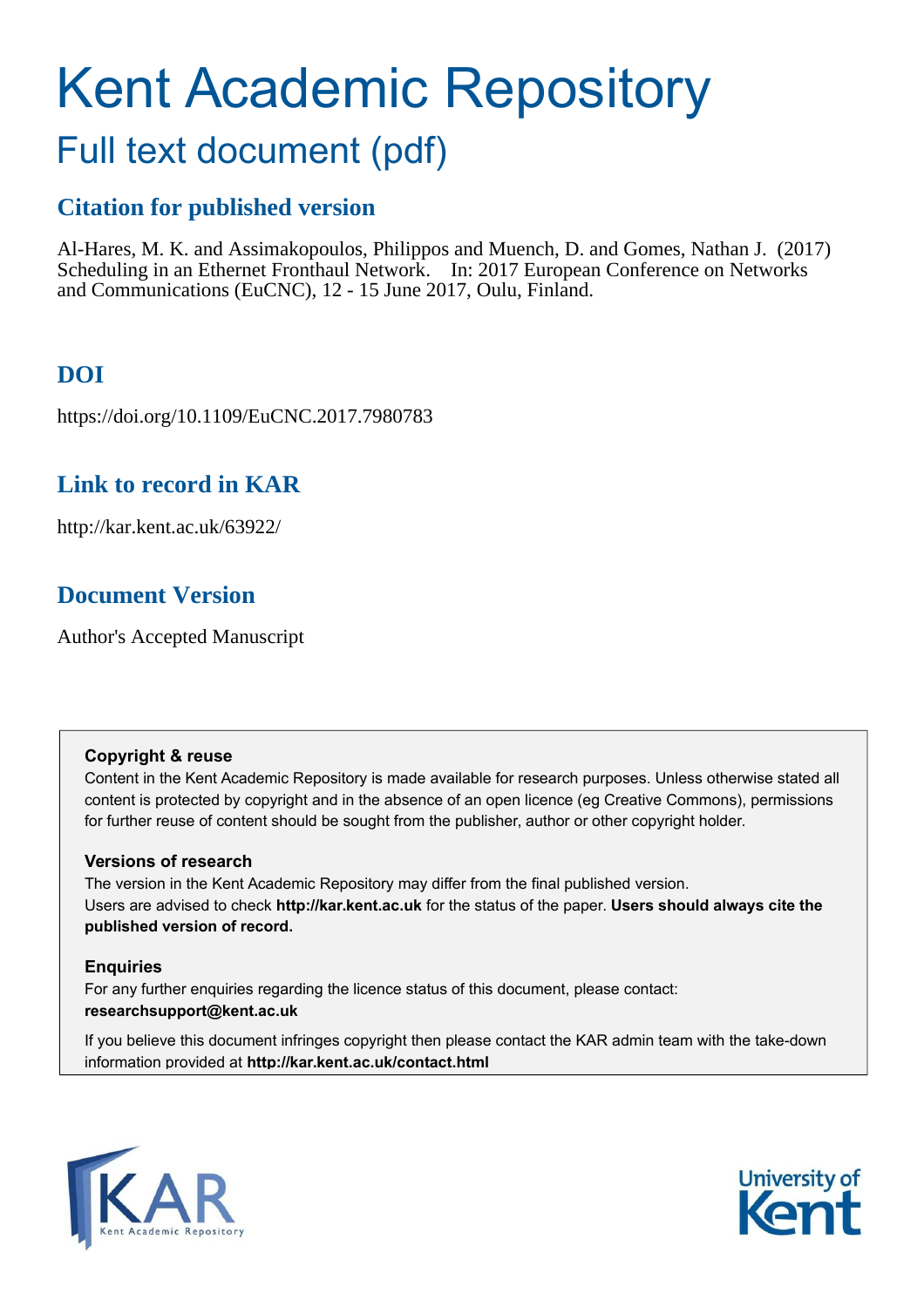# Kent Academic Repository

## Full text document (pdf)

### Citation for published version

Al-Hares, M. K. and Assimakopoulos, Philippos and Muench, D. and Gomes, Nathan J. (2017) Scheduling in an Ethernet Fronthaul Network. In: 2017 European Conference on Networks and Communications (EuCNC), 12 - 15 June 2017, Oulu, Finland.

### DOI

https://doi.org/10.1109/EuCNC.2017.7980783

### Link to record in KAR

http://kar.kent.ac.uk/63922/

### Document Version

Author's Accepted Manuscript

**Copyright & reuse**

Content in the Kent Academic Repository is made available for research purposes. Unless otherwise stated all content is protected by copyright and in the absence of an open licence (eg Creative Commons), permissions for further reuse of content should be sought from the publisher, author or other copyright holder.

**Versions of research**

The version in the Kent Academic Repository may differ from the final published version. Users are advised to check **http://kar.kent.ac.uk** for the status of the paper. **Users should always cite the published version of record.**

**Enquiries**

For any further enquiries regarding the licence status of this document, please contact: **researchsupport@kent.ac.uk**

If you believe this document infringes copyright then please contact the KAR admin team with the take-down information provided at **http://kar.kent.ac.uk/contact.html**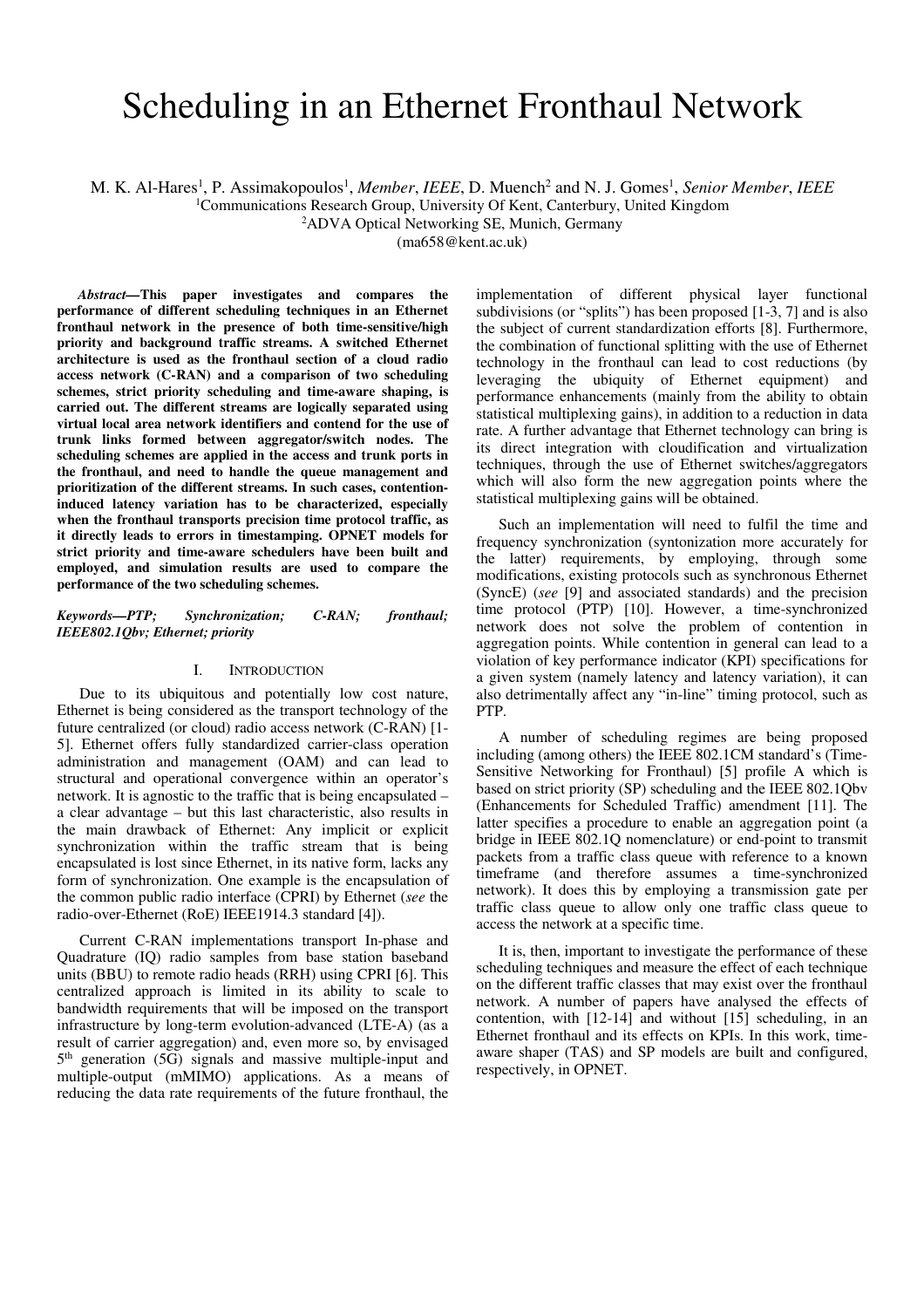# Scheduling in an Ethernet Fronthaul Network

M. K. Al-Hares[1], P. Assimakopoulos[1], *Member*, *IEEE*, D. Muench[2] and N. J. Gomes[1], *Senior Member*, *IEEE*

[1]Communications Research Group, University Of Kent, Canterbury, United Kingdom

[2]ADVA Optical Networking SE, Munich, Germany

(ma658@kent.ac.uk)

***Abstract*—This paper investigates and compares the performance of different scheduling techniques in an Ethernet fronthaul network in the presence of both time-sensitive/high priority and background traffic streams. A switched Ethernet architecture is used as the fronthaul section of a cloud radio access network (C-RAN) and a comparison of two scheduling schemes, strict priority scheduling and time-aware shaping, is carried out. The different streams are logically separated using virtual local area network identifiers and contend for the use of trunk links formed between aggregator/switch nodes. The scheduling schemes are applied in the access and trunk ports in the fronthaul, and need to handle the queue management and prioritization of the different streams. In such cases, contention-induced latency variation has to be characterized, especially when the fronthaul transports precision time protocol traffic, as it directly leads to errors in timestamping. OPNET models for strict priority and time-aware schedulers have been built and employed, and simulation results are used to compare the performance of the two scheduling schemes.**

***Keywords—PTP; Synchronization; C-RAN; fronthaul; IEEE802.1Qbv; Ethernet; priority***

## I. Introduction

Due to its ubiquitous and potentially low cost nature, Ethernet is being considered as the transport technology of the future centralized (or cloud) radio access network (C-RAN) [1-5]. Ethernet offers fully standardized carrier-class operation administration and management (OAM) and can lead to structural and operational convergence within an operator's network. It is agnostic to the traffic that is being encapsulated – a clear advantage – but this last characteristic, also results in the main drawback of Ethernet: Any implicit or explicit synchronization within the traffic stream that is being encapsulated is lost since Ethernet, in its native form, lacks any form of synchronization. One example is the encapsulation of the common public radio interface (CPRI) by Ethernet (*see* the radio-over-Ethernet (RoE) IEEE1914.3 standard [4]).

Current C-RAN implementations transport In-phase and Quadrature (IQ) radio samples from base station baseband units (BBU) to remote radio heads (RRH) using CPRI [6]. This centralized approach is limited in its ability to scale to bandwidth requirements that will be imposed on the transport infrastructure by long-term evolution-advanced (LTE-A) (as a result of carrier aggregation) and, even more so, by envisaged 5th generation (5G) signals and massive multiple-input and multiple-output (mMIMO) applications. As a means of reducing the data rate requirements of the future fronthaul, the implementation of different physical layer functional subdivisions (or "splits") has been proposed [1-3, 7] and is also the subject of current standardization efforts [8]. Furthermore, the combination of functional splitting with the use of Ethernet technology in the fronthaul can lead to cost reductions (by leveraging the ubiquity of Ethernet equipment) and performance enhancements (mainly from the ability to obtain statistical multiplexing gains), in addition to a reduction in data rate. A further advantage that Ethernet technology can bring is its direct integration with cloudification and virtualization techniques, through the use of Ethernet switches/aggregators which will also form the new aggregation points where the statistical multiplexing gains will be obtained.

Such an implementation will need to fulfil the time and frequency synchronization (syntonization more accurately for the latter) requirements, by employing, through some modifications, existing protocols such as synchronous Ethernet (SyncE) (*see* [9] and associated standards) and the precision time protocol (PTP) [10]. However, a time-synchronized network does not solve the problem of contention in aggregation points. While contention in general can lead to a violation of key performance indicator (KPI) specifications for a given system (namely latency and latency variation), it can also detrimentally affect any "in-line" timing protocol, such as PTP.

A number of scheduling regimes are being proposed including (among others) the IEEE 802.1CM standard's (Time-Sensitive Networking for Fronthaul) [5] profile A which is based on strict priority (SP) scheduling and the IEEE 802.1Qbv (Enhancements for Scheduled Traffic) amendment [11]. The latter specifies a procedure to enable an aggregation point (a bridge in IEEE 802.1Q nomenclature) or end-point to transmit packets from a traffic class queue with reference to a known timeframe (and therefore assumes a time-synchronized network). It does this by employing a transmission gate per traffic class queue to allow only one traffic class queue to access the network at a specific time.

It is, then, important to investigate the performance of these scheduling techniques and measure the effect of each technique on the different traffic classes that may exist over the fronthaul network. A number of papers have analysed the effects of contention, with [12-14] and without [15] scheduling, in an Ethernet fronthaul and its effects on KPIs. In this work, time-aware shaper (TAS) and SP models are built and configured, respectively, in OPNET.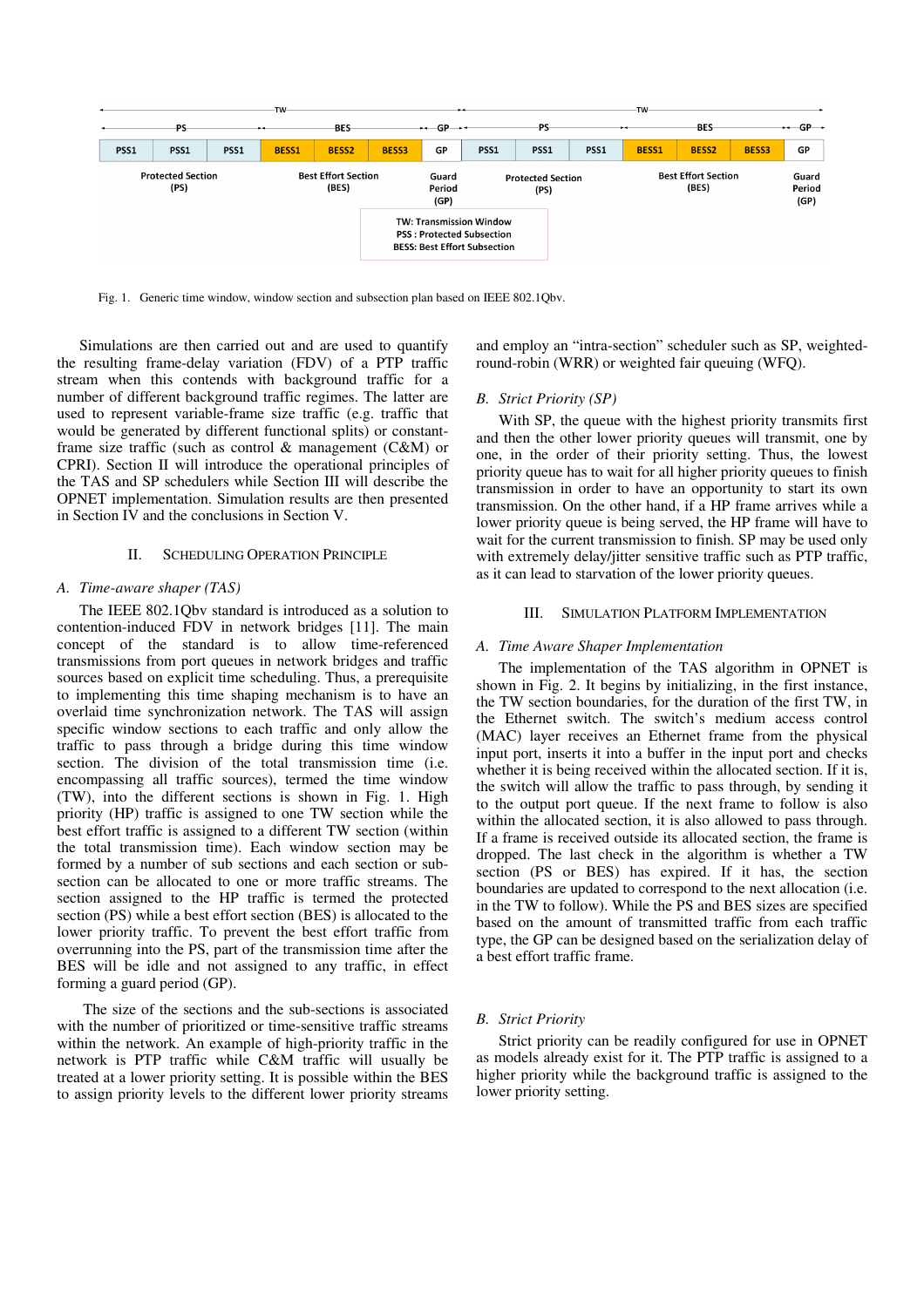Fig. 1. Generic time window, window section and subsection plan based on IEEE 802.1Qbv.

Simulations are then carried out and are used to quantify the resulting frame-delay variation (FDV) of a PTP traffic stream when this contends with background traffic for a number of different background traffic regimes. The latter are used to represent variable-frame size traffic (e.g. traffic that would be generated by different functional splits) or constant-frame size traffic (such as control & management (C&M) or CPRI). Section II will introduce the operational principles of the TAS and SP schedulers while Section III will describe the OPNET implementation. Simulation results are then presented in Section IV and the conclusions in Section V.

## II. Scheduling Operation Principle

### A. Time-aware shaper (TAS)

The IEEE 802.1Qbv standard is introduced as a solution to contention-induced FDV in network bridges [11]. The main concept of the standard is to allow time-referenced transmissions from port queues in network bridges and traffic sources based on explicit time scheduling. Thus, a prerequisite to implementing this time shaping mechanism is to have an overlaid time synchronization network. The TAS will assign specific window sections to each traffic and only allow the traffic to pass through a bridge during this time window section. The division of the total transmission time (i.e. encompassing all traffic sources), termed the time window (TW), into the different sections is shown in Fig. 1. High priority (HP) traffic is assigned to one TW section while the best effort traffic is assigned to a different TW section (within the total transmission time). Each window section may be formed by a number of sub sections and each section or sub-section can be allocated to one or more traffic streams. The section assigned to the HP traffic is termed the protected section (PS) while a best effort section (BES) is allocated to the lower priority traffic. To prevent the best effort traffic from overrunning into the PS, part of the transmission time after the BES will be idle and not assigned to any traffic, in effect forming a guard period (GP).

The size of the sections and the sub-sections is associated with the number of prioritized or time-sensitive traffic streams within the network. An example of high-priority traffic in the network is PTP traffic while C&M traffic will usually be treated at a lower priority setting. It is possible within the BES to assign priority levels to the different lower priority streams and employ an "intra-section" scheduler such as SP, weighted-round-robin (WRR) or weighted fair queuing (WFQ).

### B. Strict Priority (SP)

With SP, the queue with the highest priority transmits first and then the other lower priority queues will transmit, one by one, in the order of their priority setting. Thus, the lowest priority queue has to wait for all higher priority queues to finish transmission in order to have an opportunity to start its own transmission. On the other hand, if a HP frame arrives while a lower priority queue is being served, the HP frame will have to wait for the current transmission to finish. SP may be used only with extremely delay/jitter sensitive traffic such as PTP traffic, as it can lead to starvation of the lower priority queues.

## III. Simulation Platform Implementation

### A. Time Aware Shaper Implementation

The implementation of the TAS algorithm in OPNET is shown in Fig. 2. It begins by initializing, in the first instance, the TW section boundaries, for the duration of the first TW, in the Ethernet switch. The switch's medium access control (MAC) layer receives an Ethernet frame from the physical input port, inserts it into a buffer in the input port and checks whether it is being received within the allocated section. If it is, the switch will allow the traffic to pass through, by sending it to the output port queue. If the next frame to follow is also within the allocated section, it is also allowed to pass through. If a frame is received outside its allocated section, the frame is dropped. The last check in the algorithm is whether a TW section (PS or BES) has expired. If it has, the section boundaries are updated to correspond to the next allocation (i.e. in the TW to follow). While the PS and BES sizes are specified based on the amount of transmitted traffic from each traffic type, the GP can be designed based on the serialization delay of a best effort traffic frame.

### B. Strict Priority

Strict priority can be readily configured for use in OPNET as models already exist for it. The PTP traffic is assigned to a higher priority while the background traffic is assigned to the lower priority setting.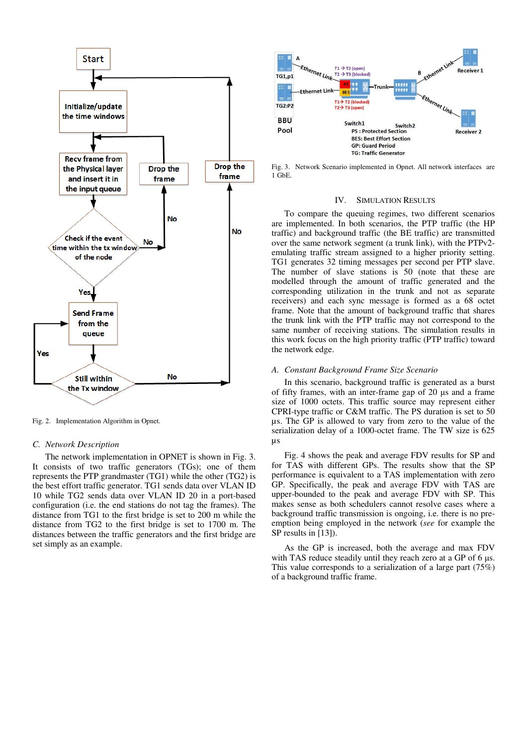Fig. 2. Implementation Algorithm in Opnet.

### C. Network Description

The network implementation in OPNET is shown in Fig. 3. It consists of two traffic generators (TGs); one of them represents the PTP grandmaster (TG1) while the other (TG2) is the best effort traffic generator. TG1 sends data over VLAN ID 10 while TG2 sends data over VLAN ID 20 in a port-based configuration (i.e. the end stations do not tag the frames). The distance from TG1 to the first bridge is set to 200 m while the distance from TG2 to the first bridge is set to 1700 m. The distances between the traffic generators and the first bridge are set simply as an example.

Fig. 3. Network Scenario implemented in Opnet. All network interfaces are 1 GbE.

## IV. Simulation Results

To compare the queuing regimes, two different scenarios are implemented. In both scenarios, the PTP traffic (the HP traffic) and background traffic (the BE traffic) are transmitted over the same network segment (a trunk link), with the PTPv2-emulating traffic stream assigned to a higher priority setting. TG1 generates 32 timing messages per second per PTP slave. The number of slave stations is 50 (note that these are modelled through the amount of traffic generated and the corresponding utilization in the trunk and not as separate receivers) and each sync message is formed as a 68 octet frame. Note that the amount of background traffic that shares the trunk link with the PTP traffic may not correspond to the same number of receiving stations. The simulation results in this work focus on the high priority traffic (PTP traffic) toward the network edge.

### A. Constant Background Frame Size Scenario

In this scenario, background traffic is generated as a burst of fifty frames, with an inter-frame gap of 20 µs and a frame size of 1000 octets. This traffic source may represent either CPRI-type traffic or C&M traffic. The PS duration is set to 50 µs. The GP is allowed to vary from zero to the value of the serialization delay of a 1000-octet frame. The TW size is 625 µs

Fig. 4 shows the peak and average FDV results for SP and for TAS with different GPs. The results show that the SP performance is equivalent to a TAS implementation with zero GP. Specifically, the peak and average FDV with TAS are upper-bounded to the peak and average FDV with SP. This makes sense as both schedulers cannot resolve cases where a background traffic transmission is ongoing, i.e. there is no pre-emption being employed in the network (*see* for example the SP results in [13]).

As the GP is increased, both the average and max FDV with TAS reduce steadily until they reach zero at a GP of 6 µs. This value corresponds to a serialization of a large part (75%) of a background traffic frame.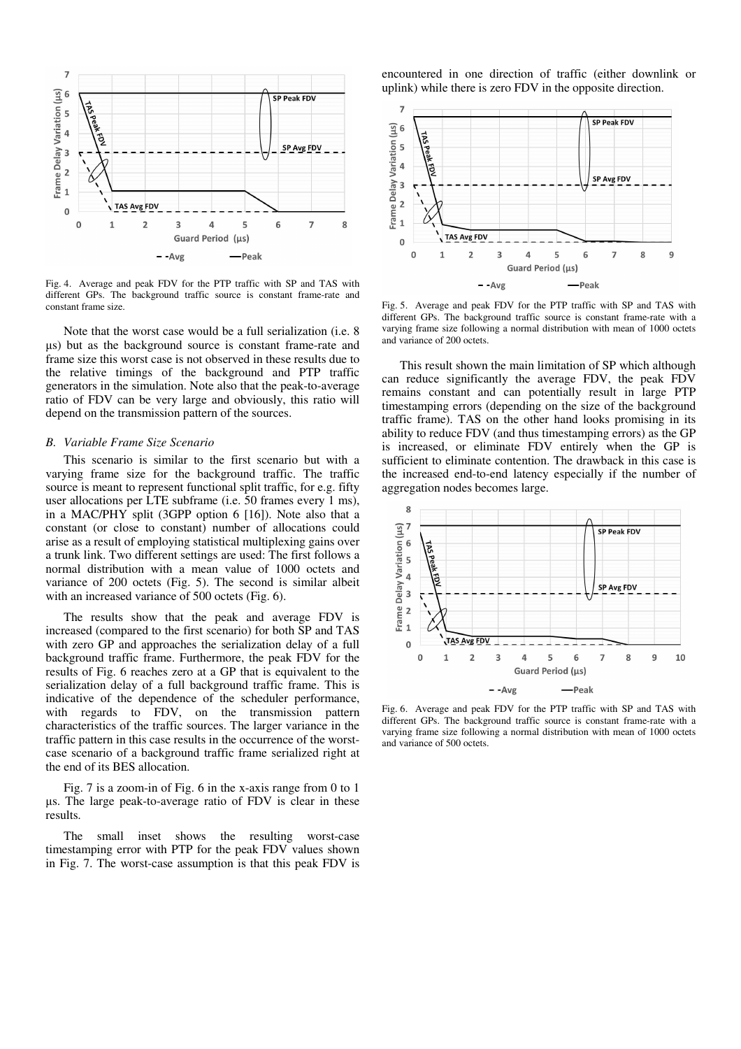Fig. 4. Average and peak FDV for the PTP traffic with SP and TAS with different GPs. The background traffic source is constant frame-rate and constant frame size.

Note that the worst case would be a full serialization (i.e. 8 µs) but as the background source is constant frame-rate and frame size this worst case is not observed in these results due to the relative timings of the background and PTP traffic generators in the simulation. Note also that the peak-to-average ratio of FDV can be very large and obviously, this ratio will depend on the transmission pattern of the sources.

### *B. Variable Frame Size Scenario*

This scenario is similar to the first scenario but with a varying frame size for the background traffic. The traffic source is meant to represent functional split traffic, for e.g. fifty user allocations per LTE subframe (i.e. 50 frames every 1 ms), in a MAC/PHY split (3GPP option 6 [16]). Note also that a constant (or close to constant) number of allocations could arise as a result of employing statistical multiplexing gains over a trunk link. Two different settings are used: The first follows a normal distribution with a mean value of 1000 octets and variance of 200 octets (Fig. 5). The second is similar albeit with an increased variance of 500 octets (Fig. 6).

The results show that the peak and average FDV is increased (compared to the first scenario) for both SP and TAS with zero GP and approaches the serialization delay of a full background traffic frame. Furthermore, the peak FDV for the results of Fig. 6 reaches zero at a GP that is equivalent to the serialization delay of a full background traffic frame. This is indicative of the dependence of the scheduler performance, with regards to FDV, on the transmission pattern characteristics of the traffic sources. The larger variance in the traffic pattern in this case results in the occurrence of the worst-case scenario of a background traffic frame serialized right at the end of its BES allocation.

Fig. 7 is a zoom-in of Fig. 6 in the x-axis range from 0 to 1 µs. The large peak-to-average ratio of FDV is clear in these results.

The small inset shows the resulting worst-case timestamping error with PTP for the peak FDV values shown in Fig. 7. The worst-case assumption is that this peak FDV is encountered in one direction of traffic (either downlink or uplink) while there is zero FDV in the opposite direction.

Fig. 5. Average and peak FDV for the PTP traffic with SP and TAS with different GPs. The background traffic source is constant frame-rate with a varying frame size following a normal distribution with mean of 1000 octets and variance of 200 octets.

This result shown the main limitation of SP which although can reduce significantly the average FDV, the peak FDV remains constant and can potentially result in large PTP timestamping errors (depending on the size of the background traffic frame). TAS on the other hand looks promising in its ability to reduce FDV (and thus timestamping errors) as the GP is increased, or eliminate FDV entirely when the GP is sufficient to eliminate contention. The drawback in this case is the increased end-to-end latency especially if the number of aggregation nodes becomes large.

Fig. 6. Average and peak FDV for the PTP traffic with SP and TAS with different GPs. The background traffic source is constant frame-rate with a varying frame size following a normal distribution with mean of 1000 octets and variance of 500 octets.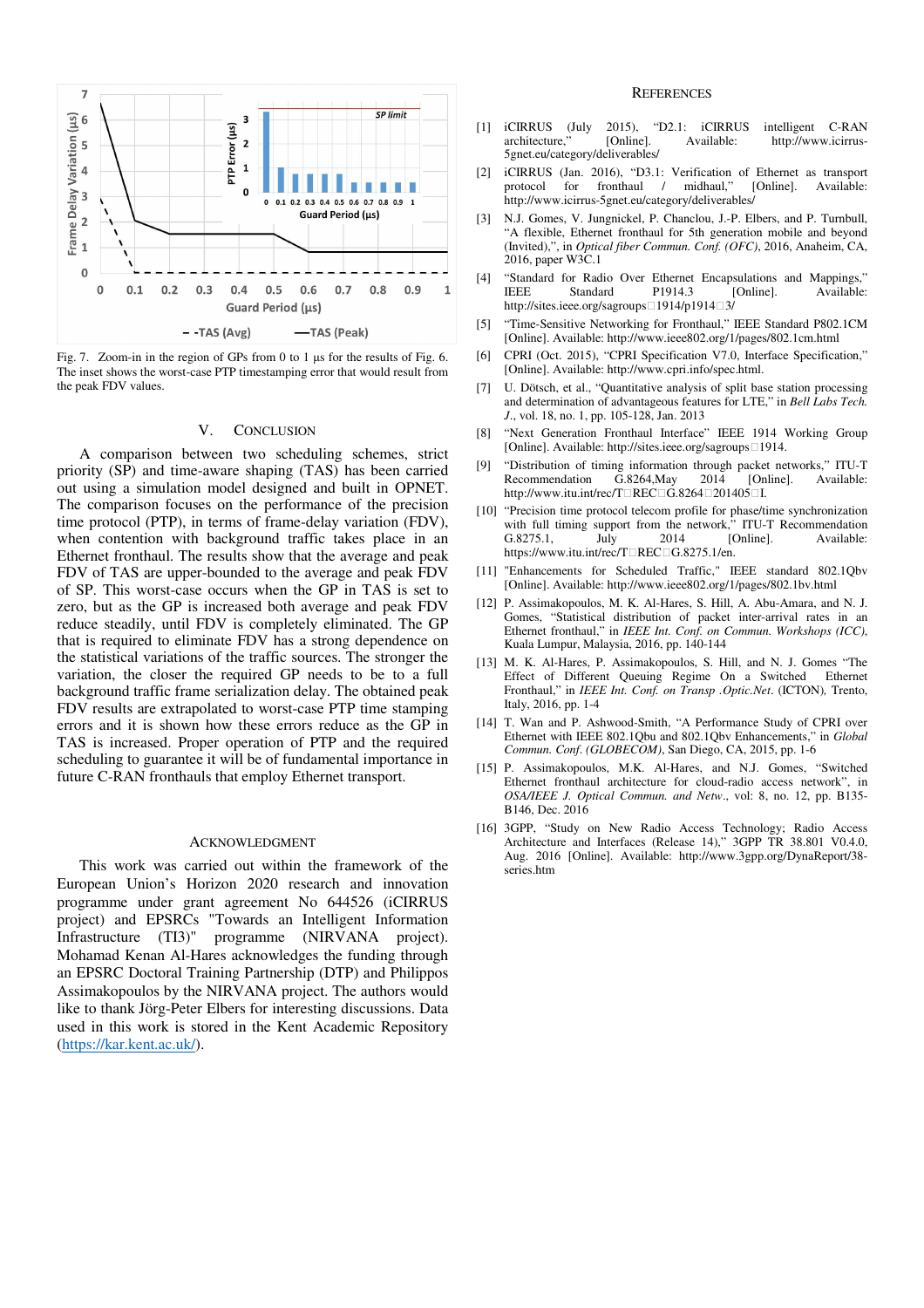7
6
5
4
3
2
1
0
Frame Delay Variation (µs)
0 0.1 0.2 0.3 0.4 0.5 0.6 0.7 0.8 0.9 1
Guard Period (µs)
- -TAS (Avg) —TAS (Peak)

3
2
1
0
PTP Error (µs)
SP limit
0 0.1 0.2 0.3 0.4 0.5 0.6 0.7 0.8 0.9 1
Guard Period (µs)

Fig. 7. Zoom-in in the region of GPs from 0 to 1 µs for the results of Fig. 6. The inset shows the worst-case PTP timestamping error that would result from the peak FDV values.

## V. Conclusion

A comparison between two scheduling schemes, strict priority (SP) and time-aware shaping (TAS) has been carried out using a simulation model designed and built in OPNET. The comparison focuses on the performance of the precision time protocol (PTP), in terms of frame-delay variation (FDV), when contention with background traffic takes place in an Ethernet fronthaul. The results show that the average and peak FDV of TAS are upper-bounded to the average and peak FDV of SP. This worst-case occurs when the GP in TAS is set to zero, but as the GP is increased both average and peak FDV reduce steadily, until FDV is completely eliminated. The GP that is required to eliminate FDV has a strong dependence on the statistical variations of the traffic sources. The stronger the variation, the closer the required GP needs to be to a full background traffic frame serialization delay. The obtained peak FDV results are extrapolated to worst-case PTP time stamping errors and it is shown how these errors reduce as the GP in TAS is increased. Proper operation of PTP and the required scheduling to guarantee it will be of fundamental importance in future C-RAN fronthauls that employ Ethernet transport.

## Acknowledgment

This work was carried out within the framework of the European Union's Horizon 2020 research and innovation programme under grant agreement No 644526 (iCIRRUS project) and EPSRCs "Towards an Intelligent Information Infrastructure (TI3)" programme (NIRVANA project). Mohamad Kenan Al-Hares acknowledges the funding through an EPSRC Doctoral Training Partnership (DTP) and Philippos Assimakopoulos by the NIRVANA project. The authors would like to thank Jörg-Peter Elbers for interesting discussions. Data used in this work is stored in the Kent Academic Repository (https://kar.kent.ac.uk/).

## References

[1] iCIRRUS (July 2015), "D2.1: iCIRRUS intelligent C-RAN architecture," [Online]. Available: http://www.icirrus-5gnet.eu/category/deliverables/

[2] iCIRRUS (Jan. 2016), "D3.1: Verification of Ethernet as transport protocol for fronthaul / midhaul," [Online]. Available: http://www.icirrus-5gnet.eu/category/deliverables/

[3] N.J. Gomes, V. Jungnickel, P. Chanclou, J.-P. Elbers, and P. Turnbull, "A flexible, Ethernet fronthaul for 5th generation mobile and beyond (Invited),", in *Optical fiber Commun. Conf. (OFC)*, 2016, Anaheim, CA, 2016, paper W3C.1

[4] "Standard for Radio Over Ethernet Encapsulations and Mappings," IEEE Standard P1914.3 [Online]. Available: http://sites.ieee.org/sagroups□1914/p1914□3/

[5] "Time-Sensitive Networking for Fronthaul," IEEE Standard P802.1CM [Online]. Available: http://www.ieee802.org/1/pages/802.1cm.html

[6] CPRI (Oct. 2015), "CPRI Specification V7.0, Interface Specification," [Online]. Available: http://www.cpri.info/spec.html.

[7] U. Dötsch, et al., "Quantitative analysis of split base station processing and determination of advantageous features for LTE," in *Bell Labs Tech. J.*, vol. 18, no. 1, pp. 105-128, Jan. 2013

[8] "Next Generation Fronthaul Interface" IEEE 1914 Working Group [Online]. Available: http://sites.ieee.org/sagroups□1914.

[9] "Distribution of timing information through packet networks," ITU-T Recommendation G.8264,May 2014 [Online]. Available: http://www.itu.int/rec/T□REC□G.8264□201405□I.

[10] "Precision time protocol telecom profile for phase/time synchronization with full timing support from the network," ITU-T Recommendation G.8275.1, July 2014 [Online]. Available: https://www.itu.int/rec/T□REC□G.8275.1/en.

[11] "Enhancements for Scheduled Traffic," IEEE standard 802.1Qbv [Online]. Available: http://www.ieee802.org/1/pages/802.1bv.html

[12] P. Assimakopoulos, M. K. Al-Hares, S. Hill, A. Abu-Amara, and N. J. Gomes, "Statistical distribution of packet inter-arrival rates in an Ethernet fronthaul," in *IEEE Int. Conf. on Commun. Workshops (ICC)*, Kuala Lumpur, Malaysia, 2016, pp. 140-144

[13] M. K. Al-Hares, P. Assimakopoulos, S. Hill, and N. J. Gomes "The Effect of Different Queuing Regime On a Switched Ethernet Fronthaul," in *IEEE Int. Conf. on Transp .Optic.Net*. (ICTON)*,* Trento, Italy, 2016, pp. 1-4

[14] T. Wan and P. Ashwood-Smith, "A Performance Study of CPRI over Ethernet with IEEE 802.1Qbu and 802.1Qbv Enhancements," in *Global Commun. Conf. (GLOBECOM)*, San Diego, CA, 2015, pp. 1-6

[15] P. Assimakopoulos, M.K. Al-Hares, and N.J. Gomes, "Switched Ethernet fronthaul architecture for cloud-radio access network", in *OSA/IEEE J. Optical Commun. and Netw*., vol: 8, no. 12, pp. B135-B146, Dec. 2016

[16] 3GPP, "Study on New Radio Access Technology; Radio Access Architecture and Interfaces (Release 14)," 3GPP TR 38.801 V0.4.0, Aug. 2016 [Online]. Available: http://www.3gpp.org/DynaReport/38-series.htm